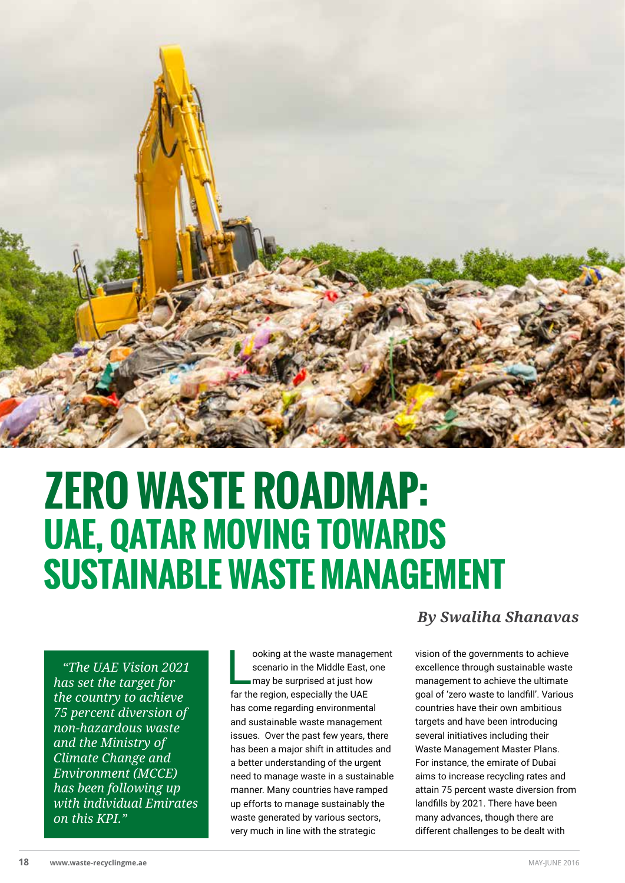# ZERO WASTE ROADMAP:
## UAE, QATAR MOVING TOWARDS SUSTAINABLE WASTE MANAGEMENT

***By Swaliha Shanavas***

> *"The UAE Vision 2021 has set the target for the country to achieve 75 percent diversion of non-hazardous waste and the Ministry of Climate Change and Environment (MCCE) has been following up with individual Emirates on this KPI."*

Looking at the waste management scenario in the Middle East, one may be surprised at just how far the region, especially the UAE has come regarding environmental and sustainable waste management issues. Over the past few years, there has been a major shift in attitudes and a better understanding of the urgent need to manage waste in a sustainable manner. Many countries have ramped up efforts to manage sustainably the waste generated by various sectors, very much in line with the strategic vision of the governments to achieve excellence through sustainable waste management to achieve the ultimate goal of 'zero waste to landfill'. Various countries have their own ambitious targets and have been introducing several initiatives including their Waste Management Master Plans. For instance, the emirate of Dubai aims to increase recycling rates and attain 75 percent waste diversion from landfills by 2021. There have been many advances, though there are different challenges to be dealt with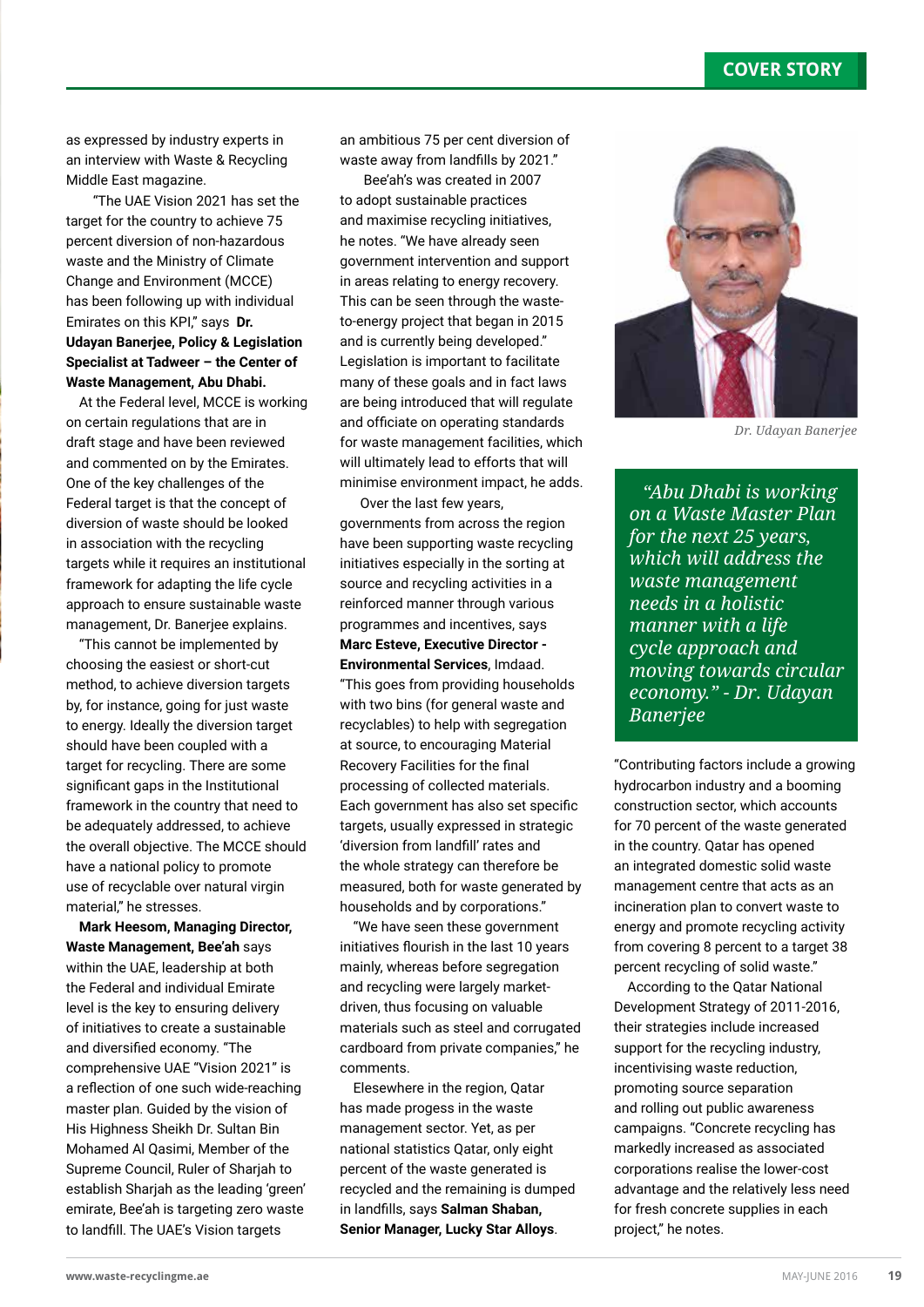as expressed by industry experts in an interview with Waste & Recycling Middle East magazine.

"The UAE Vision 2021 has set the target for the country to achieve 75 percent diversion of non-hazardous waste and the Ministry of Climate Change and Environment (MCCE) has been following up with individual Emirates on this KPI," says **Dr. Udayan Banerjee, Policy & Legislation Specialist at Tadweer – the Center of Waste Management, Abu Dhabi.**

At the Federal level, MCCE is working on certain regulations that are in draft stage and have been reviewed and commented on by the Emirates. One of the key challenges of the Federal target is that the concept of diversion of waste should be looked in association with the recycling targets while it requires an institutional framework for adapting the life cycle approach to ensure sustainable waste management, Dr. Banerjee explains.

"This cannot be implemented by choosing the easiest or short-cut method, to achieve diversion targets by, for instance, going for just waste to energy. Ideally the diversion target should have been coupled with a target for recycling. There are some significant gaps in the Institutional framework in the country that need to be adequately addressed, to achieve the overall objective. The MCCE should have a national policy to promote use of recyclable over natural virgin material," he stresses.

**Mark Heesom, Managing Director, Waste Management, Bee'ah** says within the UAE, leadership at both the Federal and individual Emirate level is the key to ensuring delivery of initiatives to create a sustainable and diversified economy. "The comprehensive UAE "Vision 2021" is a reflection of one such wide-reaching master plan. Guided by the vision of His Highness Sheikh Dr. Sultan Bin Mohamed Al Qasimi, Member of the Supreme Council, Ruler of Sharjah to establish Sharjah as the leading 'green' emirate, Bee'ah is targeting zero waste to landfill. The UAE's Vision targets an ambitious 75 per cent diversion of waste away from landfills by 2021."

Bee'ah's was created in 2007 to adopt sustainable practices and maximise recycling initiatives, he notes. "We have already seen government intervention and support in areas relating to energy recovery. This can be seen through the waste-to-energy project that began in 2015 and is currently being developed." Legislation is important to facilitate many of these goals and in fact laws are being introduced that will regulate and officiate on operating standards for waste management facilities, which will ultimately lead to efforts that will minimise environment impact, he adds.

Over the last few years, governments from across the region have been supporting waste recycling initiatives especially in the sorting at source and recycling activities in a reinforced manner through various programmes and incentives, says **Marc Esteve, Executive Director - Environmental Services**, Imdaad. "This goes from providing households with two bins (for general waste and recyclables) to help with segregation at source, to encouraging Material Recovery Facilities for the final processing of collected materials. Each government has also set specific targets, usually expressed in strategic 'diversion from landfill' rates and the whole strategy can therefore be measured, both for waste generated by households and by corporations."

"We have seen these government initiatives flourish in the last 10 years mainly, whereas before segregation and recycling were largely market-driven, thus focusing on valuable materials such as steel and corrugated cardboard from private companies," he comments.

Elesewhere in the region, Qatar has made progess in the waste management sector. Yet, as per national statistics Qatar, only eight percent of the waste generated is recycled and the remaining is dumped in landfills, says **Salman Shaban, Senior Manager, Lucky Star Alloys**.

*Dr. Udayan Banerjee*

> *"Abu Dhabi is working on a Waste Master Plan for the next 25 years, which will address the waste management needs in a holistic manner with a life cycle approach and moving towards circular economy." - Dr. Udayan Banerjee*

"Contributing factors include a growing hydrocarbon industry and a booming construction sector, which accounts for 70 percent of the waste generated in the country. Qatar has opened an integrated domestic solid waste management centre that acts as an incineration plan to convert waste to energy and promote recycling activity from covering 8 percent to a target 38 percent recycling of solid waste."

According to the Qatar National Development Strategy of 2011-2016, their strategies include increased support for the recycling industry, incentivising waste reduction, promoting source separation and rolling out public awareness campaigns. "Concrete recycling has markedly increased as associated corporations realise the lower-cost advantage and the relatively less need for fresh concrete supplies in each project," he notes.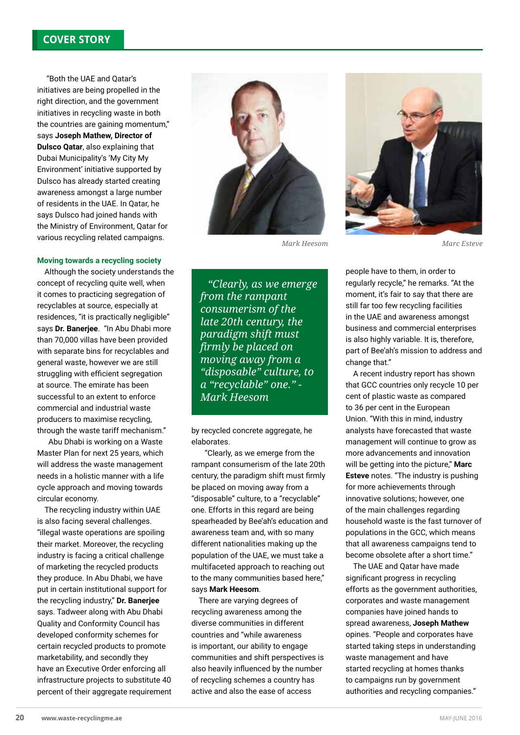"Both the UAE and Qatar's initiatives are being propelled in the right direction, and the government initiatives in recycling waste in both the countries are gaining momentum," says **Joseph Mathew, Director of Dulsco Qatar**, also explaining that Dubai Municipality's 'My City My Environment' initiative supported by Dulsco has already started creating awareness amongst a large number of residents in the UAE. In Qatar, he says Dulsco had joined hands with the Ministry of Environment, Qatar for various recycling related campaigns.

### Moving towards a recycling society

Although the society understands the concept of recycling quite well, when it comes to practicing segregation of recyclables at source, especially at residences, "it is practically negligible" says **Dr. Banerjee**. "In Abu Dhabi more than 70,000 villas have been provided with separate bins for recyclables and general waste, however we are still struggling with efficient segregation at source. The emirate has been successful to an extent to enforce commercial and industrial waste producers to maximise recycling, through the waste tariff mechanism."

Abu Dhabi is working on a Waste Master Plan for next 25 years, which will address the waste management needs in a holistic manner with a life cycle approach and moving towards circular economy.

The recycling industry within UAE is also facing several challenges. "illegal waste operations are spoiling their market. Moreover, the recycling industry is facing a critical challenge of marketing the recycled products they produce. In Abu Dhabi, we have put in certain institutional support for the recycling industry," **Dr. Banerjee** says. Tadweer along with Abu Dhabi Quality and Conformity Council has developed conformity schemes for certain recycled products to promote marketability, and secondly they have an Executive Order enforcing all infrastructure projects to substitute 40 percent of their aggregate requirement by recycled concrete aggregate, he elaborates.

*Mark Heesom*

*Marc Esteve*

> *"Clearly, as we emerge from the rampant consumerism of the late 20th century, the paradigm shift must firmly be placed on moving away from a "disposable" culture, to a "recyclable" one." - Mark Heesom*

"Clearly, as we emerge from the rampant consumerism of the late 20th century, the paradigm shift must firmly be placed on moving away from a "disposable" culture, to a "recyclable" one. Efforts in this regard are being spearheaded by Bee'ah's education and awareness team and, with so many different nationalities making up the population of the UAE, we must take a multifaceted approach to reaching out to the many communities based here," says **Mark Heesom**.

There are varying degrees of recycling awareness among the diverse communities in different countries and "while awareness is important, our ability to engage communities and shift perspectives is also heavily influenced by the number of recycling schemes a country has active and also the ease of access people have to them, in order to regularly recycle," he remarks. "At the moment, it's fair to say that there are still far too few recycling facilities in the UAE and awareness amongst business and commercial enterprises is also highly variable. It is, therefore, part of Bee'ah's mission to address and change that."

A recent industry report has shown that GCC countries only recycle 10 per cent of plastic waste as compared to 36 per cent in the European Union. "With this in mind, industry analysts have forecasted that waste management will continue to grow as more advancements and innovation will be getting into the picture," **Marc Esteve** notes. "The industry is pushing for more achievements through innovative solutions; however, one of the main challenges regarding household waste is the fast turnover of populations in the GCC, which means that all awareness campaigns tend to become obsolete after a short time."

The UAE and Qatar have made significant progress in recycling efforts as the government authorities, corporates and waste management companies have joined hands to spread awareness, **Joseph Mathew** opines. "People and corporates have started taking steps in understanding waste management and have started recycling at homes thanks to campaigns run by government authorities and recycling companies."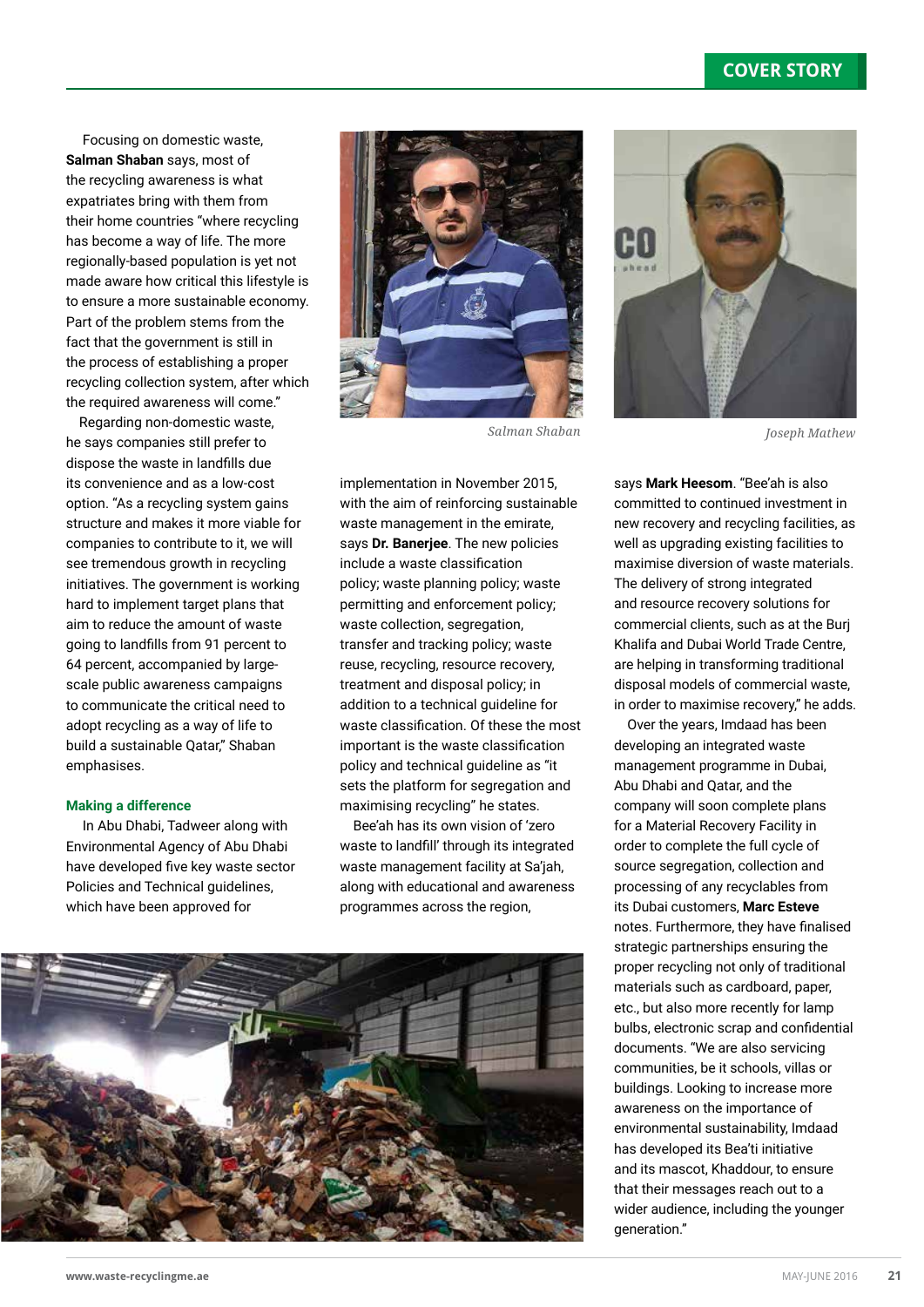Focusing on domestic waste, **Salman Shaban** says, most of the recycling awareness is what expatriates bring with them from their home countries "where recycling has become a way of life. The more regionally-based population is yet not made aware how critical this lifestyle is to ensure a more sustainable economy. Part of the problem stems from the fact that the government is still in the process of establishing a proper recycling collection system, after which the required awareness will come."

Regarding non-domestic waste, he says companies still prefer to dispose the waste in landfills due its convenience and as a low-cost option. "As a recycling system gains structure and makes it more viable for companies to contribute to it, we will see tremendous growth in recycling initiatives. The government is working hard to implement target plans that aim to reduce the amount of waste going to landfills from 91 percent to 64 percent, accompanied by large-scale public awareness campaigns to communicate the critical need to adopt recycling as a way of life to build a sustainable Qatar," Shaban emphasises.

*Salman Shaban*

*Joseph Mathew*

### Making a difference

In Abu Dhabi, Tadweer along with Environmental Agency of Abu Dhabi have developed five key waste sector Policies and Technical guidelines, which have been approved for implementation in November 2015, with the aim of reinforcing sustainable waste management in the emirate, says **Dr. Banerjee**. The new policies include a waste classification policy; waste planning policy; waste permitting and enforcement policy; waste collection, segregation, transfer and tracking policy; waste reuse, recycling, resource recovery, treatment and disposal policy; in addition to a technical guideline for waste classification. Of these the most important is the waste classification policy and technical guideline as "it sets the platform for segregation and maximising recycling" he states.

Bee'ah has its own vision of 'zero waste to landfill' through its integrated waste management facility at Sa'jah, along with educational and awareness programmes across the region, says **Mark Heesom**. "Bee'ah is also committed to continued investment in new recovery and recycling facilities, as well as upgrading existing facilities to maximise diversion of waste materials. The delivery of strong integrated and resource recovery solutions for commercial clients, such as at the Burj Khalifa and Dubai World Trade Centre, are helping in transforming traditional disposal models of commercial waste, in order to maximise recovery," he adds.

Over the years, Imdaad has been developing an integrated waste management programme in Dubai, Abu Dhabi and Qatar, and the company will soon complete plans for a Material Recovery Facility in order to complete the full cycle of source segregation, collection and processing of any recyclables from its Dubai customers, **Marc Esteve** notes. Furthermore, they have finalised strategic partnerships ensuring the proper recycling not only of traditional materials such as cardboard, paper, etc., but also more recently for lamp bulbs, electronic scrap and confidential documents. "We are also servicing communities, be it schools, villas or buildings. Looking to increase more awareness on the importance of environmental sustainability, Imdaad has developed its Bea'ti initiative and its mascot, Khaddour, to ensure that their messages reach out to a wider audience, including the younger generation."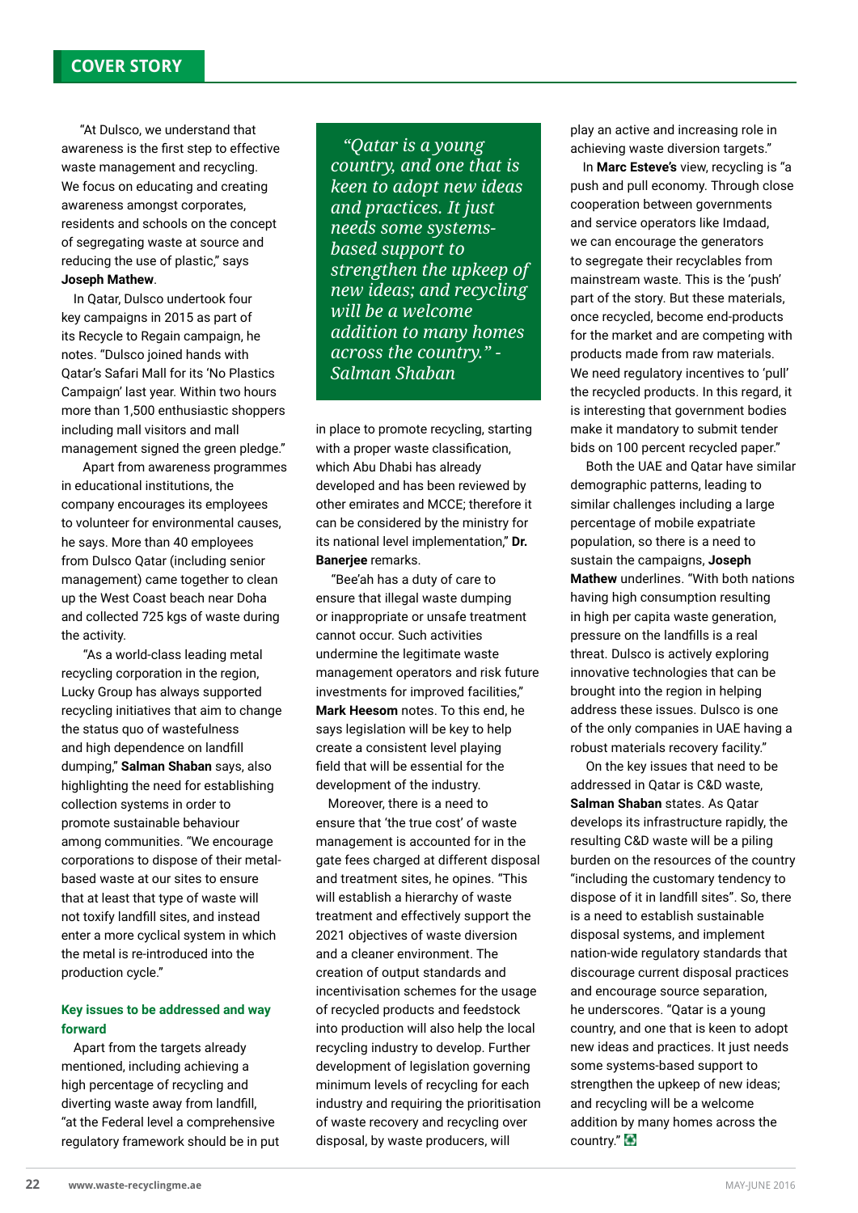"At Dulsco, we understand that awareness is the first step to effective waste management and recycling. We focus on educating and creating awareness amongst corporates, residents and schools on the concept of segregating waste at source and reducing the use of plastic," says **Joseph Mathew**.

In Qatar, Dulsco undertook four key campaigns in 2015 as part of its Recycle to Regain campaign, he notes. "Dulsco joined hands with Qatar's Safari Mall for its 'No Plastics Campaign' last year. Within two hours more than 1,500 enthusiastic shoppers including mall visitors and mall management signed the green pledge."

Apart from awareness programmes in educational institutions, the company encourages its employees to volunteer for environmental causes, he says. More than 40 employees from Dulsco Qatar (including senior management) came together to clean up the West Coast beach near Doha and collected 725 kgs of waste during the activity.

"As a world-class leading metal recycling corporation in the region, Lucky Group has always supported recycling initiatives that aim to change the status quo of wastefulness and high dependence on landfill dumping," **Salman Shaban** says, also highlighting the need for establishing collection systems in order to promote sustainable behaviour among communities. "We encourage corporations to dispose of their metal-based waste at our sites to ensure that at least that type of waste will not toxify landfill sites, and instead enter a more cyclical system in which the metal is re-introduced into the production cycle."

## Key issues to be addressed and way forward

Apart from the targets already mentioned, including achieving a high percentage of recycling and diverting waste away from landfill, "at the Federal level a comprehensive regulatory framework should be in put in place to promote recycling, starting with a proper waste classification, which Abu Dhabi has already developed and has been reviewed by other emirates and MCCE; therefore it can be considered by the ministry for its national level implementation," **Dr. Banerjee** remarks.

> *"Qatar is a young country, and one that is keen to adopt new ideas and practices. It just needs some systems-based support to strengthen the upkeep of new ideas; and recycling will be a welcome addition to many homes across the country." - Salman Shaban*

"Bee'ah has a duty of care to ensure that illegal waste dumping or inappropriate or unsafe treatment cannot occur. Such activities undermine the legitimate waste management operators and risk future investments for improved facilities," **Mark Heesom** notes. To this end, he says legislation will be key to help create a consistent level playing field that will be essential for the development of the industry.

Moreover, there is a need to ensure that 'the true cost' of waste management is accounted for in the gate fees charged at different disposal and treatment sites, he opines. "This will establish a hierarchy of waste treatment and effectively support the 2021 objectives of waste diversion and a cleaner environment. The creation of output standards and incentivisation schemes for the usage of recycled products and feedstock into production will also help the local recycling industry to develop. Further development of legislation governing minimum levels of recycling for each industry and requiring the prioritisation of waste recovery and recycling over disposal, by waste producers, will play an active and increasing role in achieving waste diversion targets."

In **Marc Esteve's** view, recycling is "a push and pull economy. Through close cooperation between governments and service operators like Imdaad, we can encourage the generators to segregate their recyclables from mainstream waste. This is the 'push' part of the story. But these materials, once recycled, become end-products for the market and are competing with products made from raw materials. We need regulatory incentives to 'pull' the recycled products. In this regard, it is interesting that government bodies make it mandatory to submit tender bids on 100 percent recycled paper."

Both the UAE and Qatar have similar demographic patterns, leading to similar challenges including a large percentage of mobile expatriate population, so there is a need to sustain the campaigns, **Joseph Mathew** underlines. "With both nations having high consumption resulting in high per capita waste generation, pressure on the landfills is a real threat. Dulsco is actively exploring innovative technologies that can be brought into the region in helping address these issues. Dulsco is one of the only companies in UAE having a robust materials recovery facility."

On the key issues that need to be addressed in Qatar is C&D waste, **Salman Shaban** states. As Qatar develops its infrastructure rapidly, the resulting C&D waste will be a piling burden on the resources of the country "including the customary tendency to dispose of it in landfill sites". So, there is a need to establish sustainable disposal systems, and implement nation-wide regulatory standards that discourage current disposal practices and encourage source separation, he underscores. "Qatar is a young country, and one that is keen to adopt new ideas and practices. It just needs some systems-based support to strengthen the upkeep of new ideas; and recycling will be a welcome addition by many homes across the country."